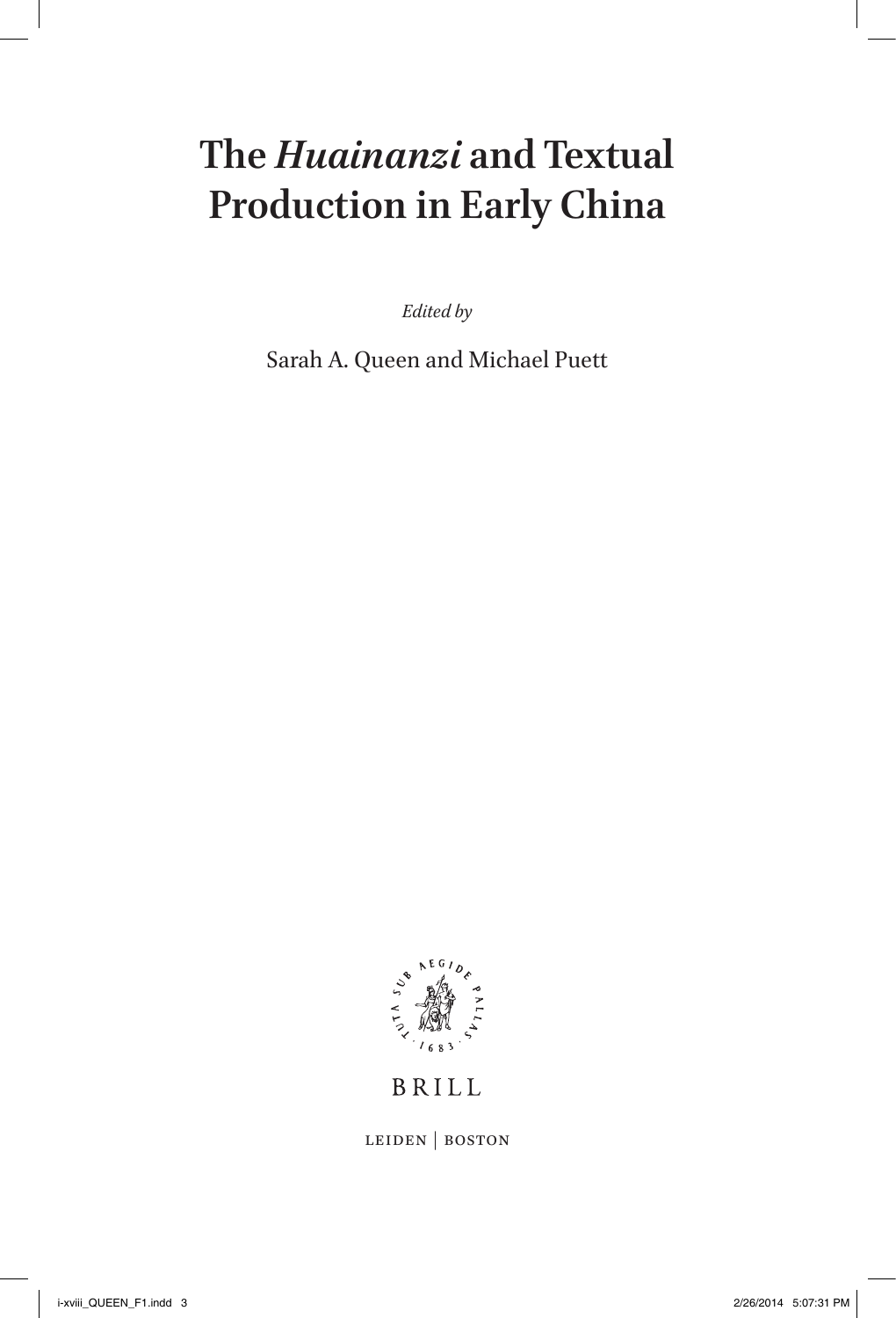# The *Huainanzi* and Textual Production in Early China

*Edited by*

Sarah A. Queen and Michael Puett

BRILL

LEIDEN | BOSTON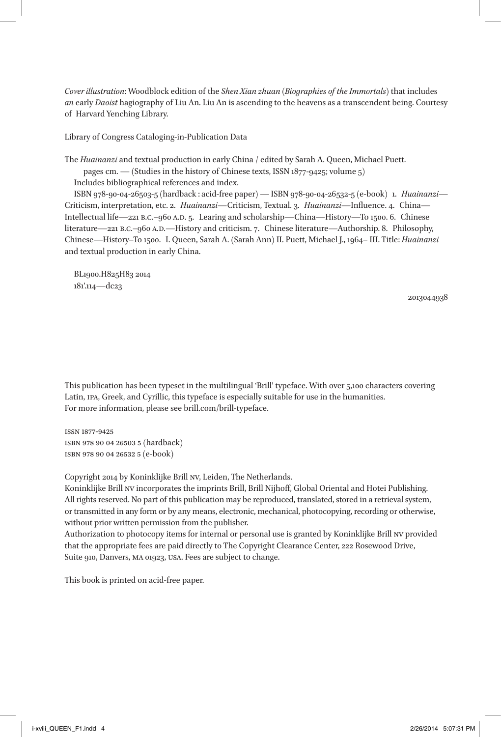*Cover illustration*: Woodblock edition of the *Shen Xian zhuan* (*Biographies of the Immortals*) that includes *an* early *Daoist* hagiography of Liu An. Liu An is ascending to the heavens as a transcendent being. Courtesy of Harvard Yenching Library.

Library of Congress Cataloging-in-Publication Data

The *Huainanzi* and textual production in early China / edited by Sarah A. Queen, Michael Puett.
pages cm. — (Studies in the history of Chinese texts, ISSN 1877-9425; volume 5)
Includes bibliographical references and index.
ISBN 978-90-04-26503-5 (hardback : acid-free paper) — ISBN 978-90-04-26532-5 (e-book) 1. *Huainanzi*—Criticism, interpretation, etc. 2. *Huainanzi*—Criticism, Textual. 3. *Huainanzi*—Influence. 4. China—Intellectual life—221 B.C.–960 A.D. 5. Learing and scholarship—China—History—To 1500. 6. Chinese literature—221 B.C.–960 A.D.—History and criticism. 7. Chinese literature—Authorship. 8. Philosophy, Chinese—History–To 1500. I. Queen, Sarah A. (Sarah Ann) II. Puett, Michael J., 1964– III. Title: *Huainanzi* and textual production in early China.

BL1900.H825H83 2014
181'.114—dc23

2013044938

This publication has been typeset in the multilingual 'Brill' typeface. With over 5,100 characters covering Latin, IPA, Greek, and Cyrillic, this typeface is especially suitable for use in the humanities.
For more information, please see brill.com/brill-typeface.

ISSN 1877-9425
ISBN 978 90 04 26503 5 (hardback)
ISBN 978 90 04 26532 5 (e-book)

Copyright 2014 by Koninklijke Brill NV, Leiden, The Netherlands.
Koninklijke Brill NV incorporates the imprints Brill, Brill Nijhoff, Global Oriental and Hotei Publishing.
All rights reserved. No part of this publication may be reproduced, translated, stored in a retrieval system, or transmitted in any form or by any means, electronic, mechanical, photocopying, recording or otherwise, without prior written permission from the publisher.
Authorization to photocopy items for internal or personal use is granted by Koninklijke Brill NV provided that the appropriate fees are paid directly to The Copyright Clearance Center, 222 Rosewood Drive, Suite 910, Danvers, MA 01923, USA. Fees are subject to change.

This book is printed on acid-free paper.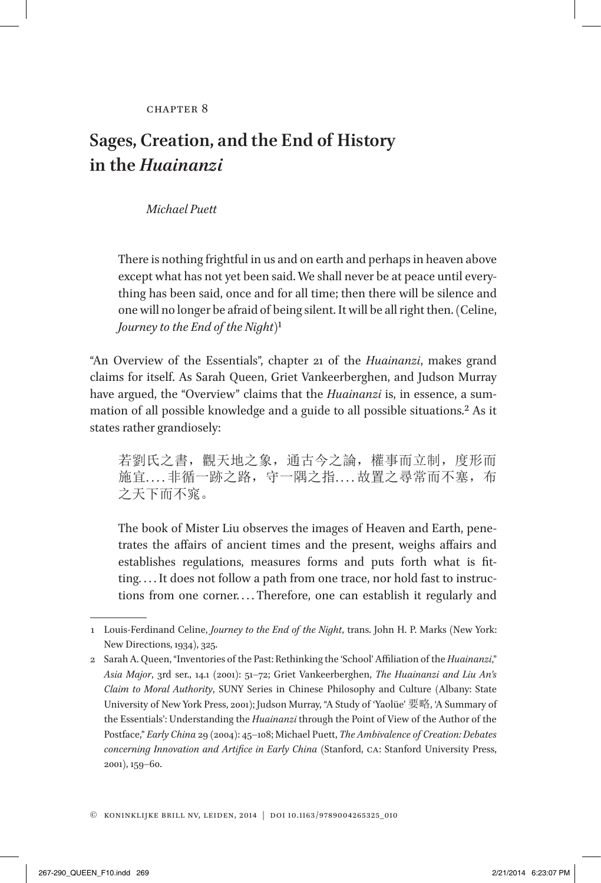CHAPTER 8

# Sages, Creation, and the End of History in the *Huainanzi*

*Michael Puett*

> There is nothing frightful in us and on earth and perhaps in heaven above except what has not yet been said. We shall never be at peace until everything has been said, once and for all time; then there will be silence and one will no longer be afraid of being silent. It will be all right then. (Celine, *Journey to the End of the Night*)[1]

"An Overview of the Essentials", chapter 21 of the *Huainanzi*, makes grand claims for itself. As Sarah Queen, Griet Vankeerberghen, and Judson Murray have argued, the "Overview" claims that the *Huainanzi* is, in essence, a summation of all possible knowledge and a guide to all possible situations.[2] As it states rather grandiosely:

> 若劉氏之書，觀天地之象，通古今之論，權事而立制，度形而施宜.... 非循一跡之路，守一隅之指.... 故置之尋常而不塞，布之天下而不窕。
>
> The book of Mister Liu observes the images of Heaven and Earth, penetrates the affairs of ancient times and the present, weighs affairs and establishes regulations, measures forms and puts forth what is fitting.... It does not follow a path from one trace, nor hold fast to instructions from one corner.... Therefore, one can establish it regularly and

---

1 Louis-Ferdinand Celine, *Journey to the End of the Night*, trans. John H. P. Marks (New York: New Directions, 1934), 325.

2 Sarah A. Queen, "Inventories of the Past: Rethinking the 'School' Affiliation of the *Huainanzi*," *Asia Major*, 3rd ser., 14.1 (2001): 51–72; Griet Vankeerberghen, *The Huainanzi and Liu An's Claim to Moral Authority*, SUNY Series in Chinese Philosophy and Culture (Albany: State University of New York Press, 2001); Judson Murray, "A Study of 'Yaolüe' 要略, 'A Summary of the Essentials': Understanding the *Huainanzi* through the Point of View of the Author of the Postface," *Early China* 29 (2004): 45–108; Michael Puett, *The Ambivalence of Creation: Debates concerning Innovation and Artifice in Early China* (Stanford, CA: Stanford University Press, 2001), 159–60.

© KONINKLIJKE BRILL NV, LEIDEN, 2014 | DOI 10.1163/9789004265325_010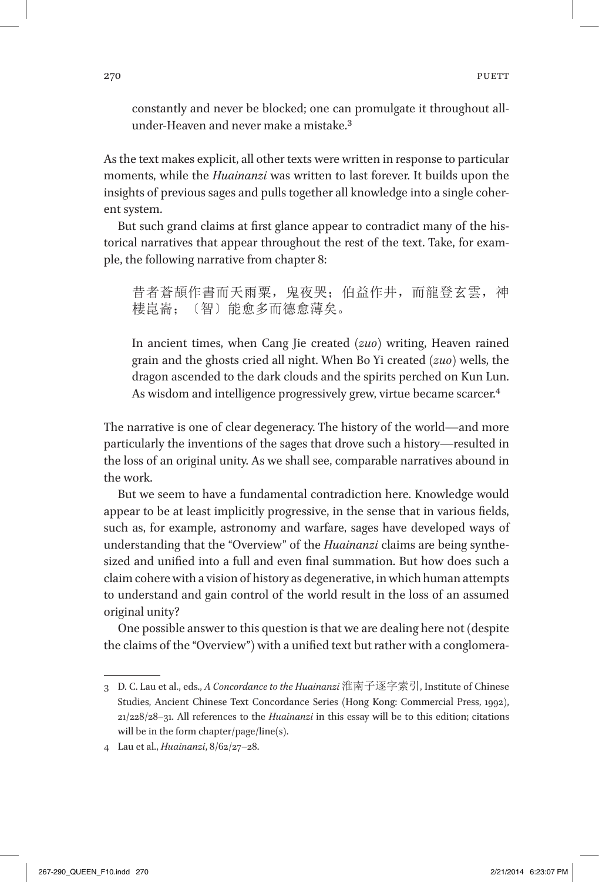constantly and never be blocked; one can promulgate it throughout all-under-Heaven and never make a mistake.[3]

As the text makes explicit, all other texts were written in response to particular moments, while the *Huainanzi* was written to last forever. It builds upon the insights of previous sages and pulls together all knowledge into a single coherent system.

But such grand claims at first glance appear to contradict many of the historical narratives that appear throughout the rest of the text. Take, for example, the following narrative from chapter 8:

> 昔者蒼頡作書而天雨粟，鬼夜哭；伯益作井，而龍登玄雲，神棲崑崙；〔智〕能愈多而德愈薄矣。
>
> In ancient times, when Cang Jie created (*zuo*) writing, Heaven rained grain and the ghosts cried all night. When Bo Yi created (*zuo*) wells, the dragon ascended to the dark clouds and the spirits perched on Kun Lun. As wisdom and intelligence progressively grew, virtue became scarcer.[4]

The narrative is one of clear degeneracy. The history of the world—and more particularly the inventions of the sages that drove such a history—resulted in the loss of an original unity. As we shall see, comparable narratives abound in the work.

But we seem to have a fundamental contradiction here. Knowledge would appear to be at least implicitly progressive, in the sense that in various fields, such as, for example, astronomy and warfare, sages have developed ways of understanding that the "Overview" of the *Huainanzi* claims are being synthesized and unified into a full and even final summation. But how does such a claim cohere with a vision of history as degenerative, in which human attempts to understand and gain control of the world result in the loss of an assumed original unity?

One possible answer to this question is that we are dealing here not (despite the claims of the "Overview") with a unified text but rather with a conglomera-

---

3 D. C. Lau et al., eds., *A Concordance to the Huainanzi* 淮南子逐字索引, Institute of Chinese Studies, Ancient Chinese Text Concordance Series (Hong Kong: Commercial Press, 1992), 21/228/28–31. All references to the *Huainanzi* in this essay will be to this edition; citations will be in the form chapter/page/line(s).

4 Lau et al., *Huainanzi*, 8/62/27–28.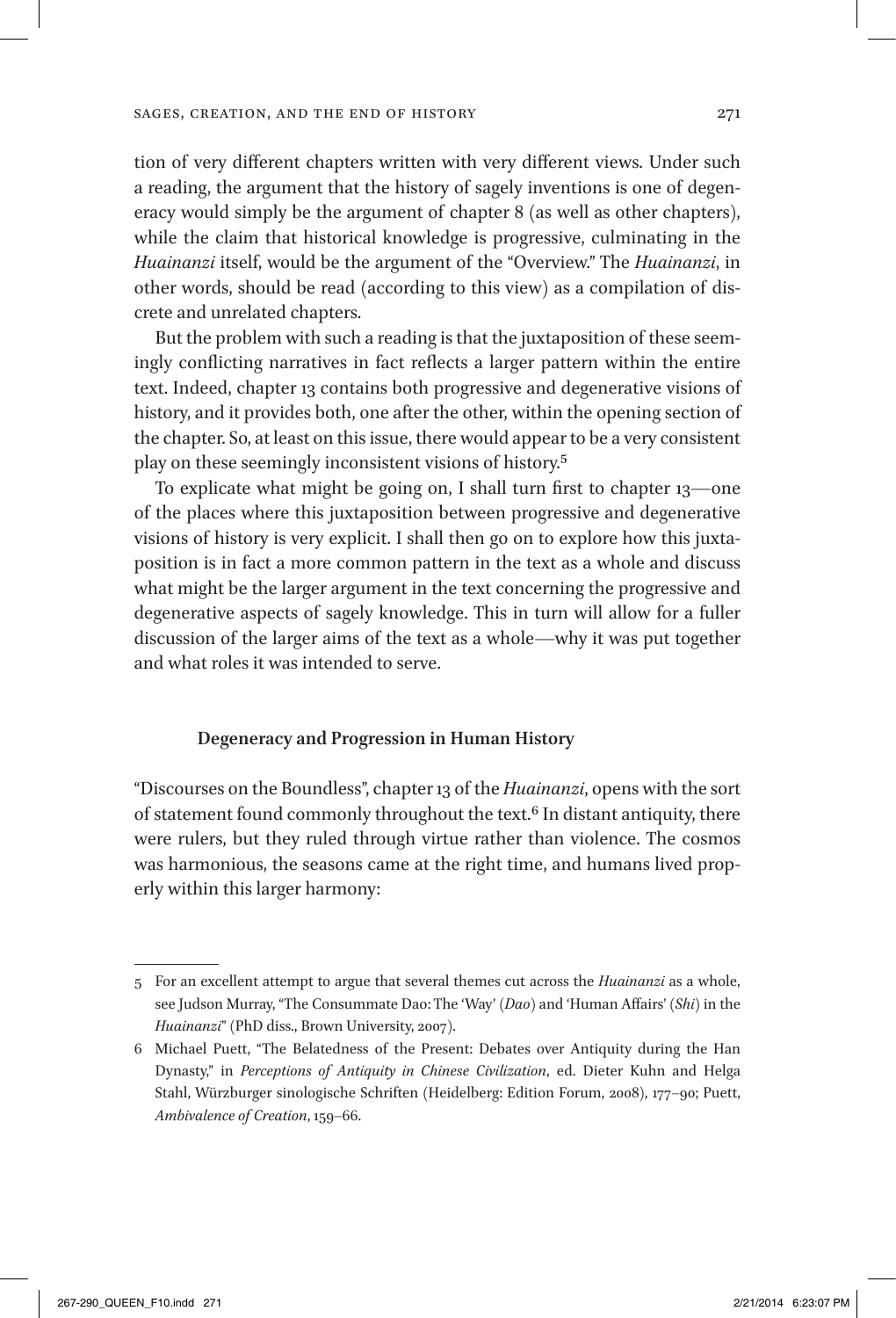tion of very different chapters written with very different views. Under such a reading, the argument that the history of sagely inventions is one of degeneracy would simply be the argument of chapter 8 (as well as other chapters), while the claim that historical knowledge is progressive, culminating in the *Huainanzi* itself, would be the argument of the "Overview." The *Huainanzi*, in other words, should be read (according to this view) as a compilation of discrete and unrelated chapters.

But the problem with such a reading is that the juxtaposition of these seemingly conflicting narratives in fact reflects a larger pattern within the entire text. Indeed, chapter 13 contains both progressive and degenerative visions of history, and it provides both, one after the other, within the opening section of the chapter. So, at least on this issue, there would appear to be a very consistent play on these seemingly inconsistent visions of history.[5]

To explicate what might be going on, I shall turn first to chapter 13—one of the places where this juxtaposition between progressive and degenerative visions of history is very explicit. I shall then go on to explore how this juxtaposition is in fact a more common pattern in the text as a whole and discuss what might be the larger argument in the text concerning the progressive and degenerative aspects of sagely knowledge. This in turn will allow for a fuller discussion of the larger aims of the text as a whole—why it was put together and what roles it was intended to serve.

### Degeneracy and Progression in Human History

"Discourses on the Boundless", chapter 13 of the *Huainanzi*, opens with the sort of statement found commonly throughout the text.[6] In distant antiquity, there were rulers, but they ruled through virtue rather than violence. The cosmos was harmonious, the seasons came at the right time, and humans lived properly within this larger harmony:

---

5 For an excellent attempt to argue that several themes cut across the *Huainanzi* as a whole, see Judson Murray, "The Consummate Dao: The 'Way' (*Dao*) and 'Human Affairs' (*Shi*) in the *Huainanzi*" (PhD diss., Brown University, 2007).

6 Michael Puett, "The Belatedness of the Present: Debates over Antiquity during the Han Dynasty," in *Perceptions of Antiquity in Chinese Civilization*, ed. Dieter Kuhn and Helga Stahl, Würzburger sinologische Schriften (Heidelberg: Edition Forum, 2008), 177–90; Puett, *Ambivalence of Creation*, 159–66.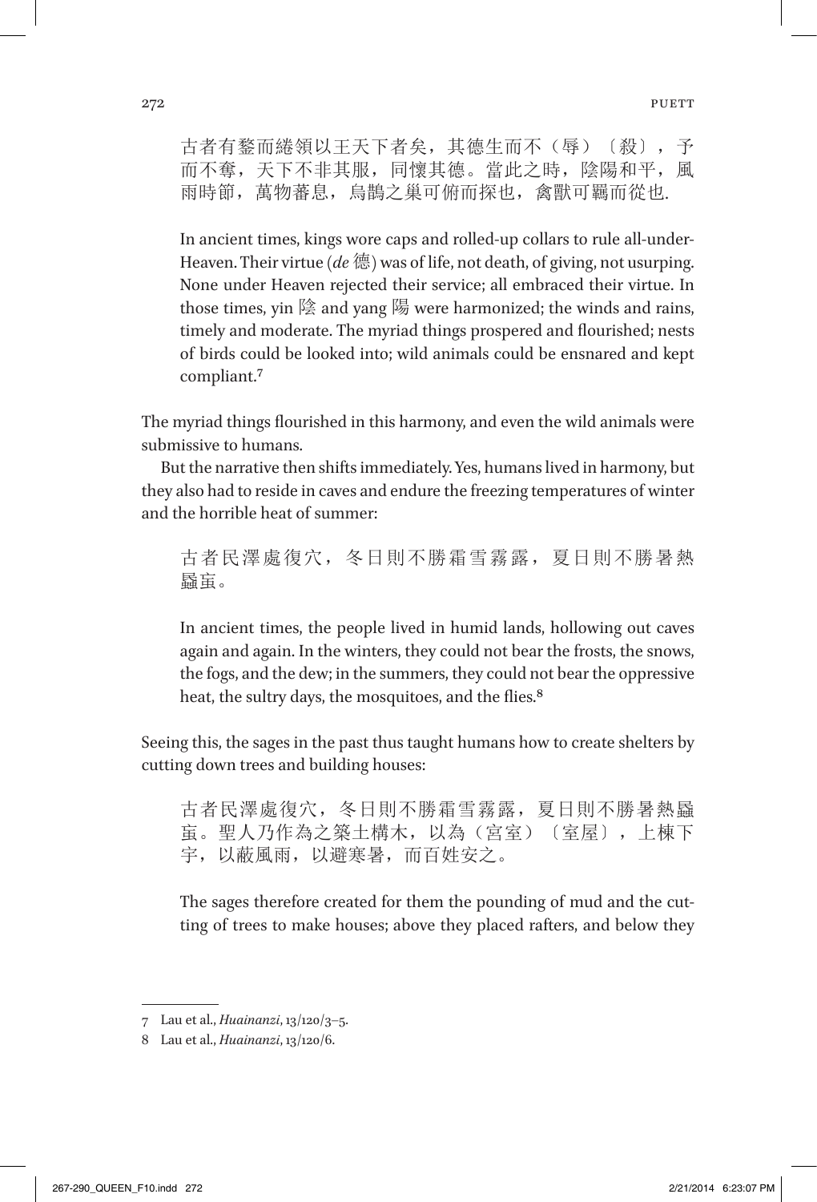古者有鍪而綣領以王天下者矣，其德生而不（辱）〔殺〕，予而不奪，天下不非其服，同懷其德。當此之時，陰陽和平，風雨時節，萬物蕃息，烏鵲之巢可俯而探也，禽獸可羈而從也.

In ancient times, kings wore caps and rolled-up collars to rule all-under-Heaven. Their virtue (*de* 德) was of life, not death, of giving, not usurping. None under Heaven rejected their service; all embraced their virtue. In those times, yin 陰 and yang 陽 were harmonized; the winds and rains, timely and moderate. The myriad things prospered and flourished; nests of birds could be looked into; wild animals could be ensnared and kept compliant.[7]

The myriad things flourished in this harmony, and even the wild animals were submissive to humans.

But the narrative then shifts immediately. Yes, humans lived in harmony, but they also had to reside in caves and endure the freezing temperatures of winter and the horrible heat of summer:

古者民澤處復穴，冬日則不勝霜雪霧露，夏日則不勝暑熱蟁蝱。

In ancient times, the people lived in humid lands, hollowing out caves again and again. In the winters, they could not bear the frosts, the snows, the fogs, and the dew; in the summers, they could not bear the oppressive heat, the sultry days, the mosquitoes, and the flies.[8]

Seeing this, the sages in the past thus taught humans how to create shelters by cutting down trees and building houses:

古者民澤處復穴，冬日則不勝霜雪霧露，夏日則不勝暑熱蟁蝱。聖人乃作為之築土構木，以為（宮室）〔室屋〕，上棟下宇，以蔽風雨，以避寒暑，而百姓安之。

The sages therefore created for them the pounding of mud and the cutting of trees to make houses; above they placed rafters, and below they

---

7 Lau et al., *Huainanzi*, 13/120/3–5.

8 Lau et al., *Huainanzi*, 13/120/6.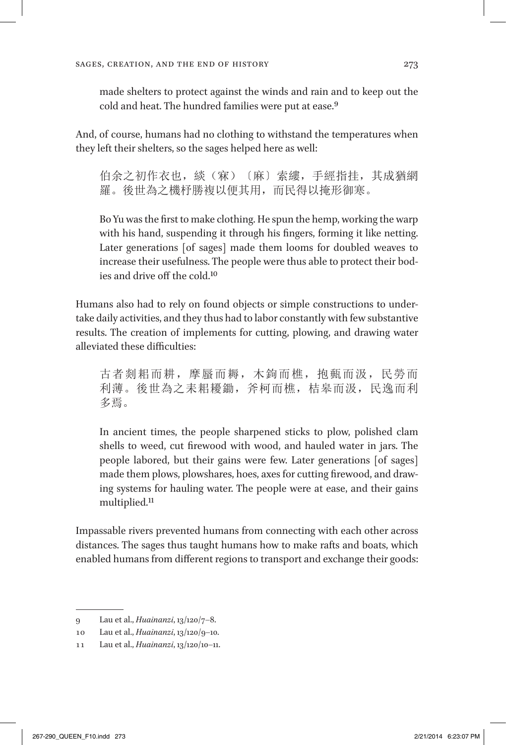made shelters to protect against the winds and rain and to keep out the cold and heat. The hundred families were put at ease.[9]

And, of course, humans had no clothing to withstand the temperatures when they left their shelters, so the sages helped here as well:

> 伯余之初作衣也，緂（麻）〔麻〕索縷，手經指挂，其成猶網羅。後世為之機杼勝複以便其用，而民得以掩形御寒。
>
> Bo Yu was the first to make clothing. He spun the hemp, working the warp with his hand, suspending it through his fingers, forming it like netting. Later generations [of sages] made them looms for doubled weaves to increase their usefulness. The people were thus able to protect their bodies and drive off the cold.[10]

Humans also had to rely on found objects or simple constructions to undertake daily activities, and they thus had to labor constantly with few substantive results. The creation of implements for cutting, plowing, and drawing water alleviated these difficulties:

> 古者剡耜而耕，摩蜃而耨，木鉤而樵，抱甀而汲，民勞而利薄。後世為之耒耜耰鋤，斧柯而樵，桔皋而汲，民逸而利多焉。
>
> In ancient times, the people sharpened sticks to plow, polished clam shells to weed, cut firewood with wood, and hauled water in jars. The people labored, but their gains were few. Later generations [of sages] made them plows, plowshares, hoes, axes for cutting firewood, and drawing systems for hauling water. The people were at ease, and their gains multiplied.[11]

Impassable rivers prevented humans from connecting with each other across distances. The sages thus taught humans how to make rafts and boats, which enabled humans from different regions to transport and exchange their goods:

---

9 Lau et al., *Huainanzi*, 13/120/7–8.

10 Lau et al., *Huainanzi*, 13/120/9–10.

11 Lau et al., *Huainanzi*, 13/120/10–11.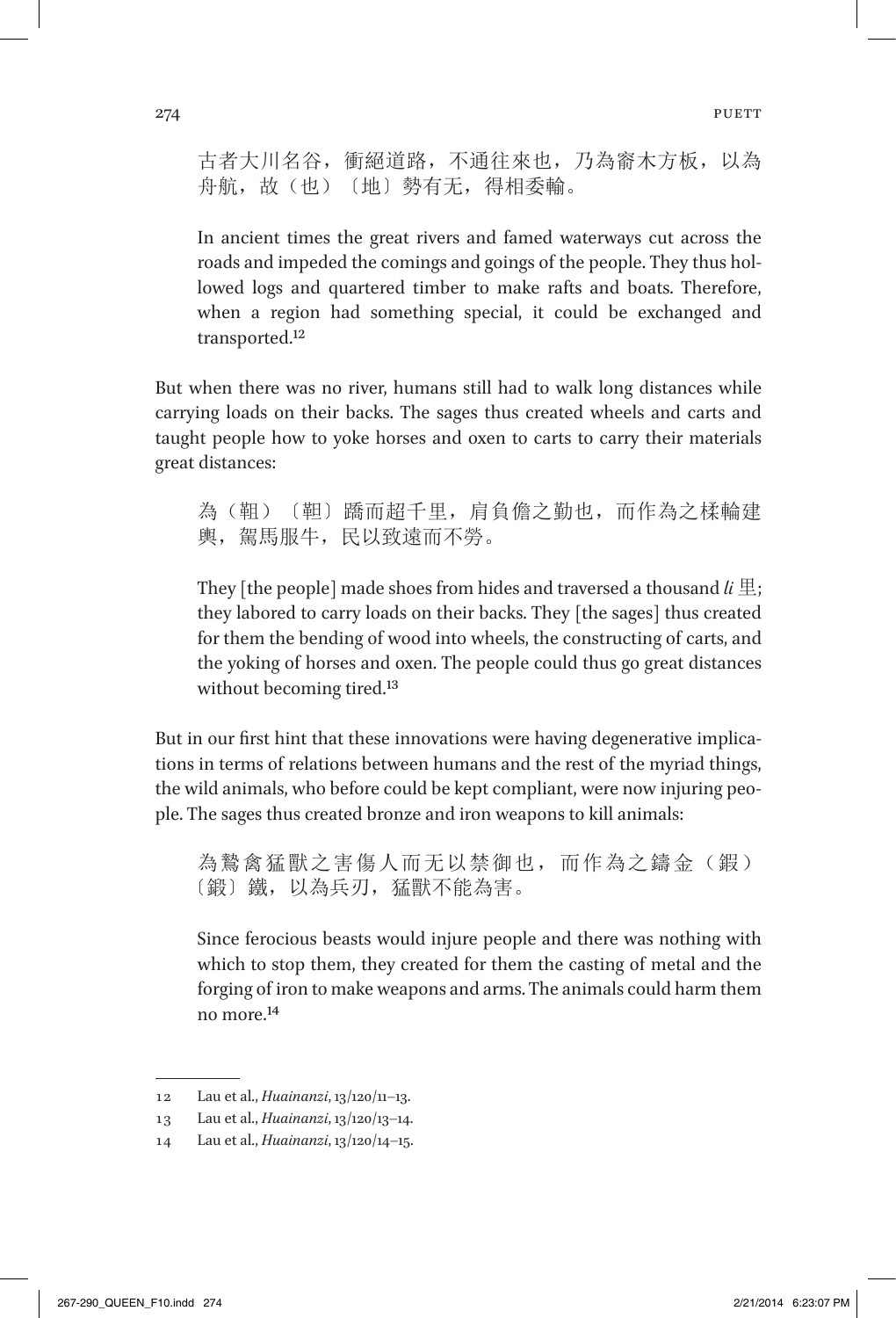> 古者大川名谷，衝絕道路，不通往來也，乃為窬木方板，以為舟航，故（也）〔地〕勢有无，得相委輸。
>
> In ancient times the great rivers and famed waterways cut across the roads and impeded the comings and goings of the people. They thus hollowed logs and quartered timber to make rafts and boats. Therefore, when a region had something special, it could be exchanged and transported.[12]

But when there was no river, humans still had to walk long distances while carrying loads on their backs. The sages thus created wheels and carts and taught people how to yoke horses and oxen to carts to carry their materials great distances:

> 為（䩛）〔䩛〕蹻而超千里，肩負儋之勤也，而作為之楺輪建輿，駕馬服牛，民以致遠而不勞。
>
> They [the people] made shoes from hides and traversed a thousand *li* 里; they labored to carry loads on their backs. They [the sages] thus created for them the bending of wood into wheels, the constructing of carts, and the yoking of horses and oxen. The people could thus go great distances without becoming tired.[13]

But in our first hint that these innovations were having degenerative implications in terms of relations between humans and the rest of the myriad things, the wild animals, who before could be kept compliant, were now injuring people. The sages thus created bronze and iron weapons to kill animals:

> 為鷙禽猛獸之害傷人而无以禁御也，而作為之鑄金（鍜）〔鍛〕鐵，以為兵刃，猛獸不能為害。
>
> Since ferocious beasts would injure people and there was nothing with which to stop them, they created for them the casting of metal and the forging of iron to make weapons and arms. The animals could harm them no more.[14]

---

12 Lau et al., *Huainanzi*, 13/120/11–13.

13 Lau et al., *Huainanzi*, 13/120/13–14.

14 Lau et al., *Huainanzi*, 13/120/14–15.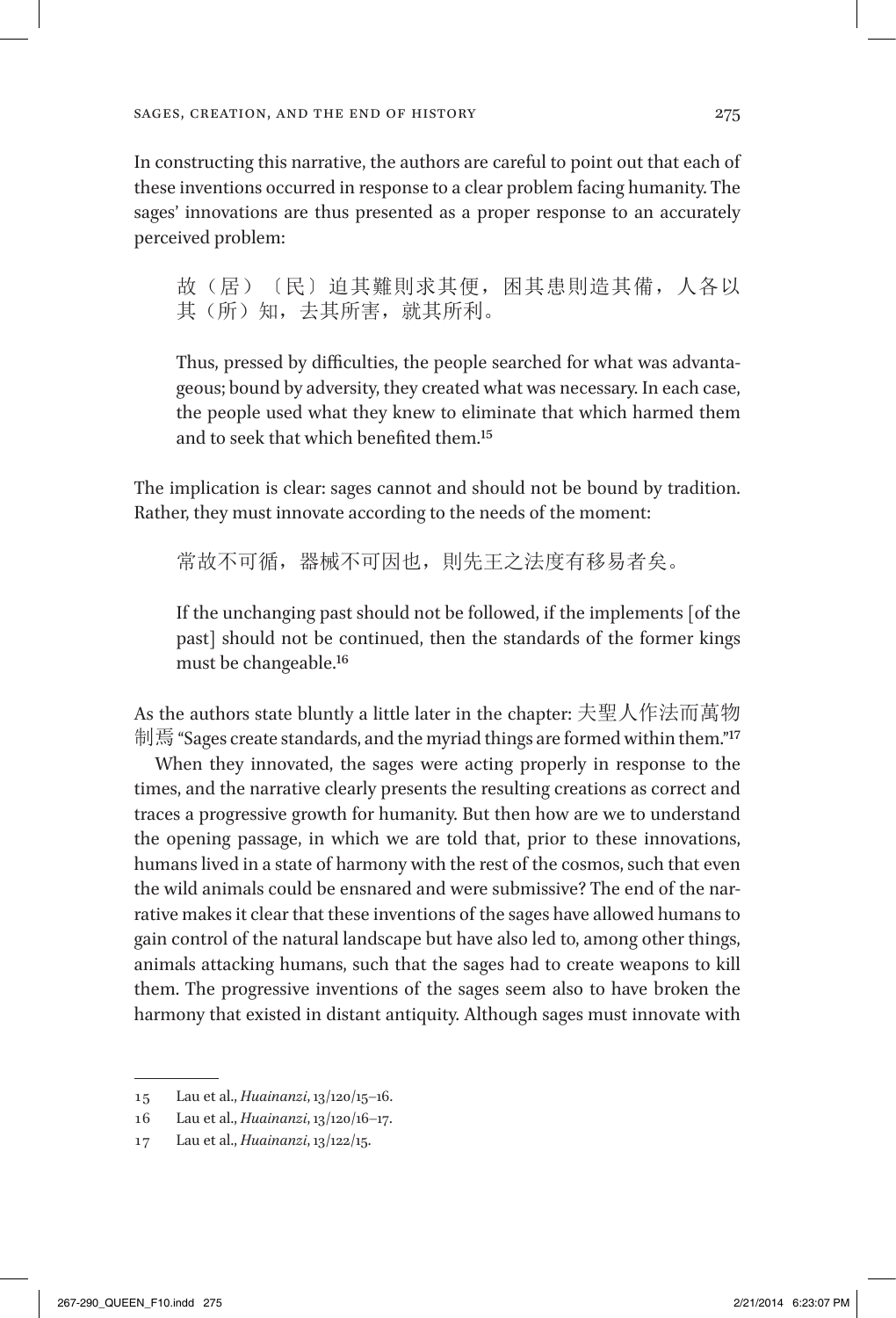In constructing this narrative, the authors are careful to point out that each of these inventions occurred in response to a clear problem facing humanity. The sages' innovations are thus presented as a proper response to an accurately perceived problem:

> 故（居）〔民〕迫其難則求其便，困其患則造其備，人各以其（所）知，去其所害，就其所利。
>
> Thus, pressed by difficulties, the people searched for what was advantageous; bound by adversity, they created what was necessary. In each case, the people used what they knew to eliminate that which harmed them and to seek that which benefited them.[15]

The implication is clear: sages cannot and should not be bound by tradition. Rather, they must innovate according to the needs of the moment:

> 常故不可循，器械不可因也，則先王之法度有移易者矣。
>
> If the unchanging past should not be followed, if the implements [of the past] should not be continued, then the standards of the former kings must be changeable.[16]

As the authors state bluntly a little later in the chapter: 夫聖人作法而萬物制焉 "Sages create standards, and the myriad things are formed within them."[17]

When they innovated, the sages were acting properly in response to the times, and the narrative clearly presents the resulting creations as correct and traces a progressive growth for humanity. But then how are we to understand the opening passage, in which we are told that, prior to these innovations, humans lived in a state of harmony with the rest of the cosmos, such that even the wild animals could be ensnared and were submissive? The end of the narrative makes it clear that these inventions of the sages have allowed humans to gain control of the natural landscape but have also led to, among other things, animals attacking humans, such that the sages had to create weapons to kill them. The progressive inventions of the sages seem also to have broken the harmony that existed in distant antiquity. Although sages must innovate with

---

15 Lau et al., *Huainanzi*, 13/120/15–16.

16 Lau et al., *Huainanzi*, 13/120/16–17.

17 Lau et al., *Huainanzi*, 13/122/15.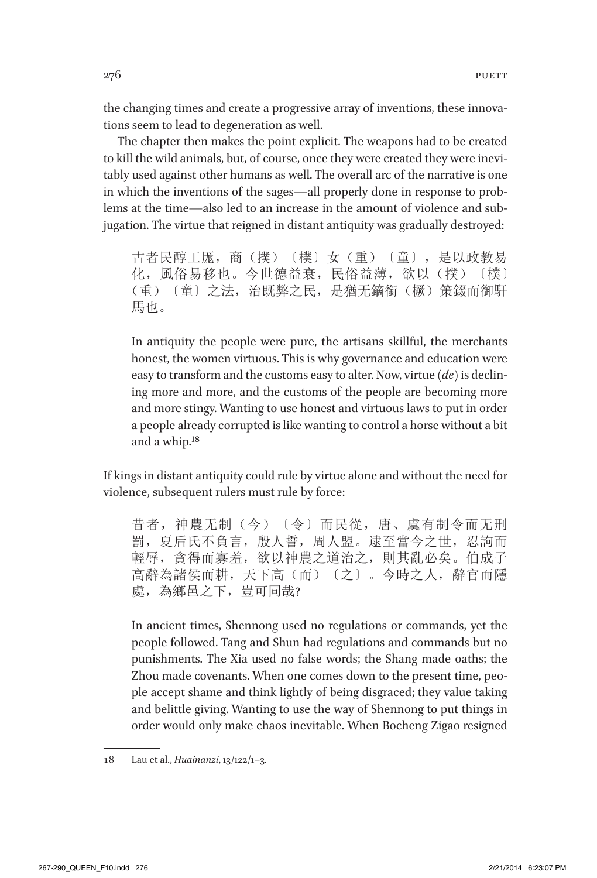the changing times and create a progressive array of inventions, these innovations seem to lead to degeneration as well.

The chapter then makes the point explicit. The weapons had to be created to kill the wild animals, but, of course, once they were created they were inevitably used against other humans as well. The overall arc of the narrative is one in which the inventions of the sages—all properly done in response to problems at the time—also led to an increase in the amount of violence and subjugation. The virtue that reigned in distant antiquity was gradually destroyed:

> 古者民醇工厖，商（撲）〔樸〕女（重）〔童〕，是以政教易化，風俗易移也。今世德益衰，民俗益薄，欲以（撲）〔樸〕（重）〔童〕之法，治既弊之民，是猶无鏑銜（橛）策錣而御馯馬也。
>
> In antiquity the people were pure, the artisans skillful, the merchants honest, the women virtuous. This is why governance and education were easy to transform and the customs easy to alter. Now, virtue (*de*) is declining more and more, and the customs of the people are becoming more and more stingy. Wanting to use honest and virtuous laws to put in order a people already corrupted is like wanting to control a horse without a bit and a whip.[18]

If kings in distant antiquity could rule by virtue alone and without the need for violence, subsequent rulers must rule by force:

> 昔者，神農无制（今）〔令〕而民從，唐、虞有制令而无刑罰，夏后氏不負言，殷人誓，周人盟。逮至當今之世，忍訽而輕辱，貪得而寡羞，欲以神農之道治之，則其亂必矣。伯成子高辭為諸侯而耕，天下高（而）〔之〕。今時之人，辭官而隱處，為鄉邑之下，豈可同哉?
>
> In ancient times, Shennong used no regulations or commands, yet the people followed. Tang and Shun had regulations and commands but no punishments. The Xia used no false words; the Shang made oaths; the Zhou made covenants. When one comes down to the present time, people accept shame and think lightly of being disgraced; they value taking and belittle giving. Wanting to use the way of Shennong to put things in order would only make chaos inevitable. When Bocheng Zigao resigned

---

18 Lau et al., *Huainanzi*, 13/122/1–3.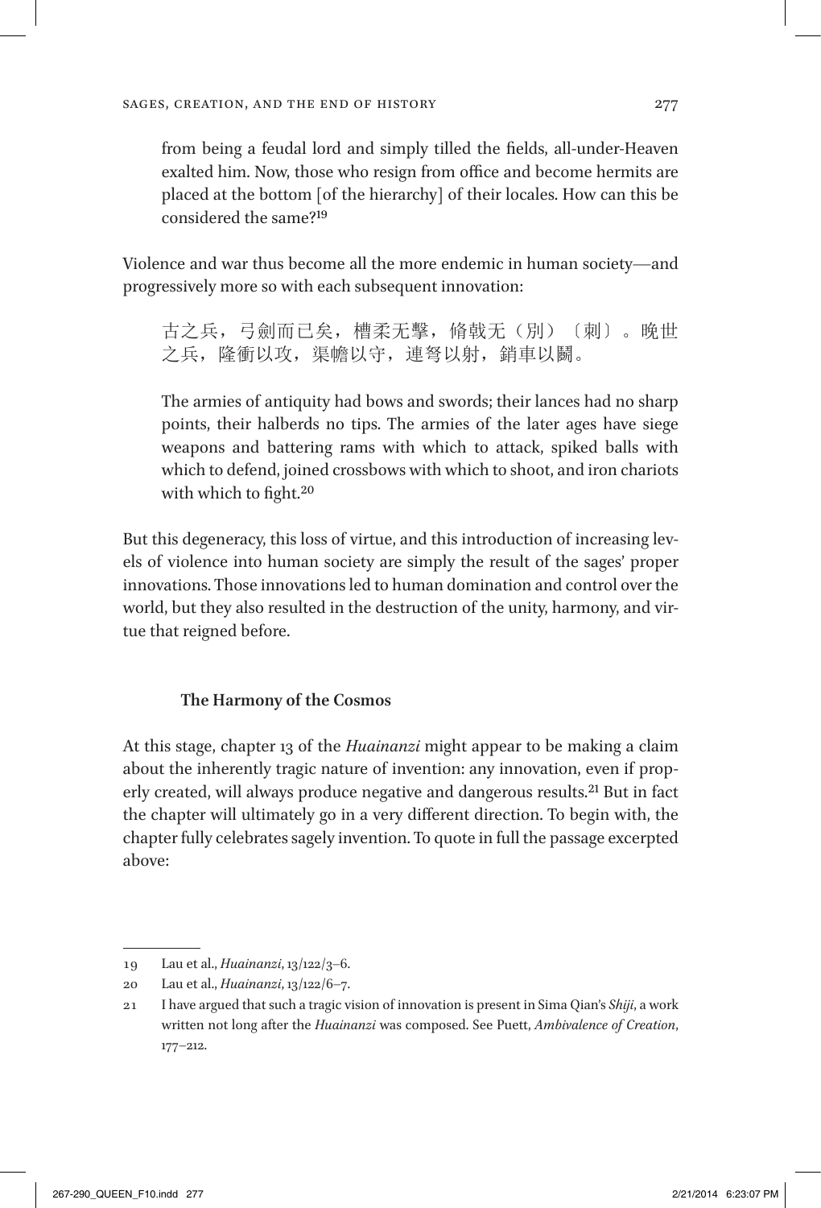from being a feudal lord and simply tilled the fields, all-under-Heaven exalted him. Now, those who resign from office and become hermits are placed at the bottom [of the hierarchy] of their locales. How can this be considered the same?[19]

Violence and war thus become all the more endemic in human society—and progressively more so with each subsequent innovation:

> 古之兵，弓劍而已矣，槽柔无擊，脩戟无（別）〔刺〕。晚世之兵，隆衝以攻，渠幨以守，連弩以射，銷車以鬬。
>
> The armies of antiquity had bows and swords; their lances had no sharp points, their halberds no tips. The armies of the later ages have siege weapons and battering rams with which to attack, spiked balls with which to defend, joined crossbows with which to shoot, and iron chariots with which to fight.[20]

But this degeneracy, this loss of virtue, and this introduction of increasing levels of violence into human society are simply the result of the sages' proper innovations. Those innovations led to human domination and control over the world, but they also resulted in the destruction of the unity, harmony, and virtue that reigned before.

### The Harmony of the Cosmos

At this stage, chapter 13 of the *Huainanzi* might appear to be making a claim about the inherently tragic nature of invention: any innovation, even if properly created, will always produce negative and dangerous results.[21] But in fact the chapter will ultimately go in a very different direction. To begin with, the chapter fully celebrates sagely invention. To quote in full the passage excerpted above:

---

19 Lau et al., *Huainanzi*, 13/122/3–6.

20 Lau et al., *Huainanzi*, 13/122/6–7.

21 I have argued that such a tragic vision of innovation is present in Sima Qian's *Shiji*, a work written not long after the *Huainanzi* was composed. See Puett, *Ambivalence of Creation*, 177–212.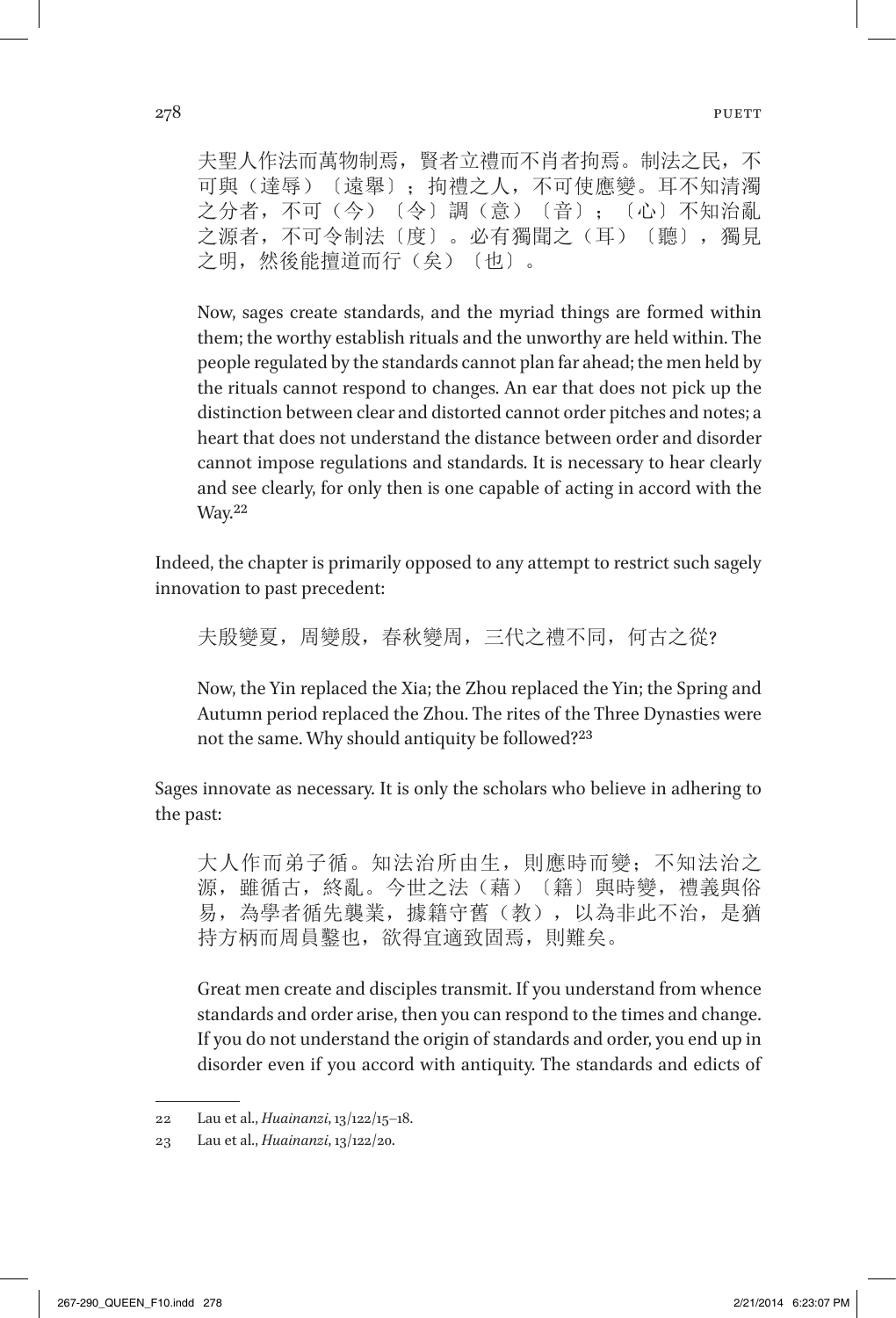> 夫聖人作法而萬物制焉，賢者立禮而不肖者拘焉。制法之民，不可與（達辱）〔遠舉〕；拘禮之人，不可使應變。耳不知清濁之分者，不可（今）〔令〕調（意）〔音〕；〔心〕不知治亂之源者，不可令制法〔度〕。必有獨聞之（耳）〔聽〕，獨見之明，然後能擅道而行（矣）〔也〕。
>
> Now, sages create standards, and the myriad things are formed within them; the worthy establish rituals and the unworthy are held within. The people regulated by the standards cannot plan far ahead; the men held by the rituals cannot respond to changes. An ear that does not pick up the distinction between clear and distorted cannot order pitches and notes; a heart that does not understand the distance between order and disorder cannot impose regulations and standards. It is necessary to hear clearly and see clearly, for only then is one capable of acting in accord with the Way.[22]

Indeed, the chapter is primarily opposed to any attempt to restrict such sagely innovation to past precedent:

> 夫殷變夏，周變殷，春秋變周，三代之禮不同，何古之從?
>
> Now, the Yin replaced the Xia; the Zhou replaced the Yin; the Spring and Autumn period replaced the Zhou. The rites of the Three Dynasties were not the same. Why should antiquity be followed?[23]

Sages innovate as necessary. It is only the scholars who believe in adhering to the past:

> 大人作而弟子循。知法治所由生，則應時而變；不知法治之源，雖循古，終亂。今世之法（藉）〔籍〕與時變，禮義與俗易，為學者循先襲業，據籍守舊（教），以為非此不治，是猶持方柄而周員鑿也，欲得宜適致固焉，則難矣。
>
> Great men create and disciples transmit. If you understand from whence standards and order arise, then you can respond to the times and change. If you do not understand the origin of standards and order, you end up in disorder even if you accord with antiquity. The standards and edicts of

22 Lau et al., *Huainanzi*, 13/122/15–18.

23 Lau et al., *Huainanzi*, 13/122/20.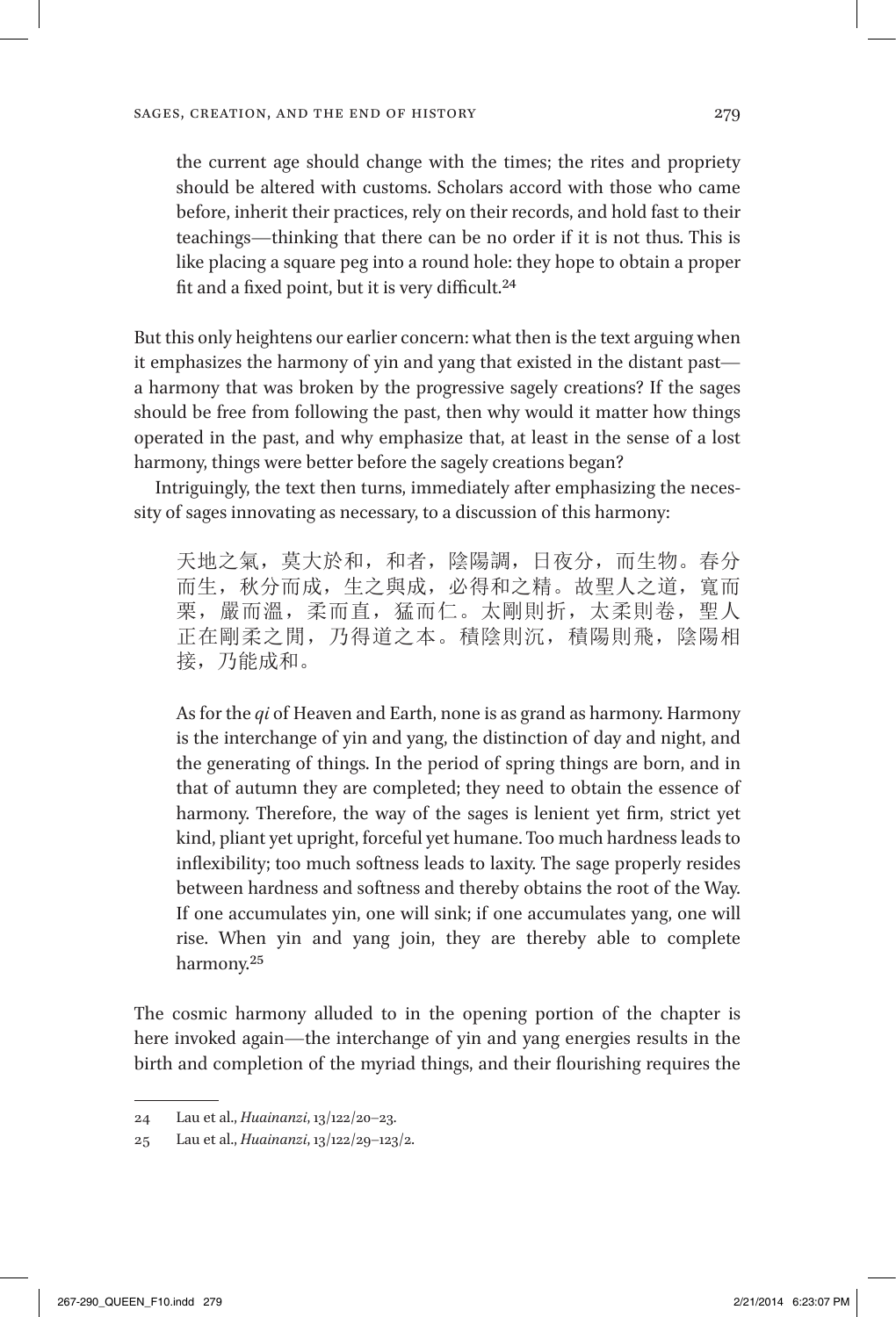the current age should change with the times; the rites and propriety should be altered with customs. Scholars accord with those who came before, inherit their practices, rely on their records, and hold fast to their teachings—thinking that there can be no order if it is not thus. This is like placing a square peg into a round hole: they hope to obtain a proper fit and a fixed point, but it is very difficult.[24]

But this only heightens our earlier concern: what then is the text arguing when it emphasizes the harmony of yin and yang that existed in the distant past—a harmony that was broken by the progressive sagely creations? If the sages should be free from following the past, then why would it matter how things operated in the past, and why emphasize that, at least in the sense of a lost harmony, things were better before the sagely creations began?

Intriguingly, the text then turns, immediately after emphasizing the necessity of sages innovating as necessary, to a discussion of this harmony:

> 天地之氣，莫大於和，和者，陰陽調，日夜分，而生物。春分而生，秋分而成，生之與成，必得和之精。故聖人之道，寬而栗，嚴而溫，柔而直，猛而仁。太剛則折，太柔則卷，聖人正在剛柔之閒，乃得道之本。積陰則沉，積陽則飛，陰陽相接，乃能成和。
>
> As for the *qi* of Heaven and Earth, none is as grand as harmony. Harmony is the interchange of yin and yang, the distinction of day and night, and the generating of things. In the period of spring things are born, and in that of autumn they are completed; they need to obtain the essence of harmony. Therefore, the way of the sages is lenient yet firm, strict yet kind, pliant yet upright, forceful yet humane. Too much hardness leads to inflexibility; too much softness leads to laxity. The sage properly resides between hardness and softness and thereby obtains the root of the Way. If one accumulates yin, one will sink; if one accumulates yang, one will rise. When yin and yang join, they are thereby able to complete harmony.[25]

The cosmic harmony alluded to in the opening portion of the chapter is here invoked again—the interchange of yin and yang energies results in the birth and completion of the myriad things, and their flourishing requires the

24 Lau et al., *Huainanzi*, 13/122/20–23.

25 Lau et al., *Huainanzi*, 13/122/29–123/2.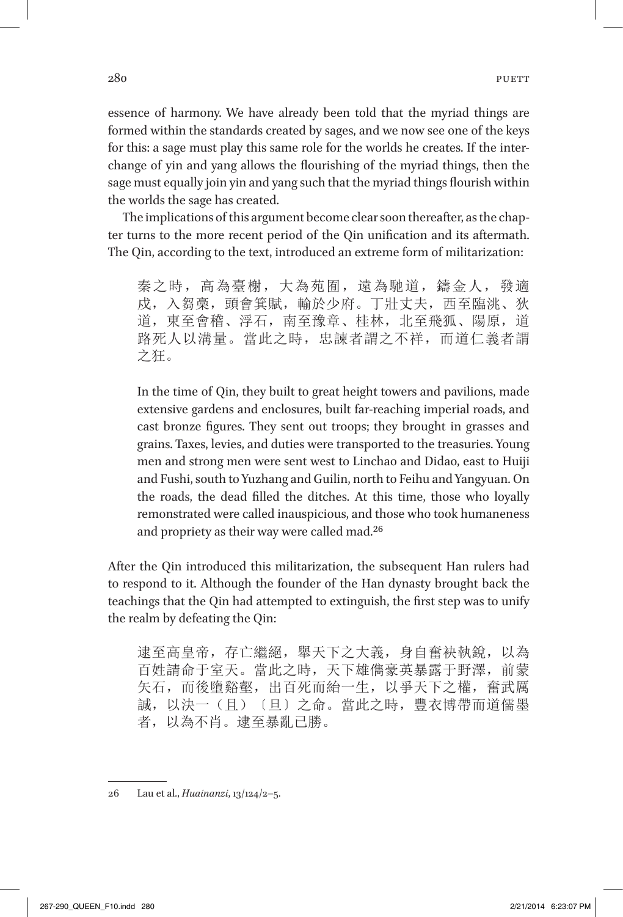essence of harmony. We have already been told that the myriad things are formed within the standards created by sages, and we now see one of the keys for this: a sage must play this same role for the worlds he creates. If the interchange of yin and yang allows the flourishing of the myriad things, then the sage must equally join yin and yang such that the myriad things flourish within the worlds the sage has created.

The implications of this argument become clear soon thereafter, as the chapter turns to the more recent period of the Qin unification and its aftermath. The Qin, according to the text, introduced an extreme form of militarization:

> 秦之時，高為臺榭，大為苑囿，遠為馳道，鑄金人，發適戍，入芻稾，頭會箕賦，輸於少府。丁壯丈夫，西至臨洮、狄道，東至會稽、浮石，南至豫章、桂林，北至飛狐、陽原，道路死人以溝量。當此之時，忠諫者謂之不祥，而道仁義者謂之狂。
>
> In the time of Qin, they built to great height towers and pavilions, made extensive gardens and enclosures, built far-reaching imperial roads, and cast bronze figures. They sent out troops; they brought in grasses and grains. Taxes, levies, and duties were transported to the treasuries. Young men and strong men were sent west to Linchao and Didao, east to Huiji and Fushi, south to Yuzhang and Guilin, north to Feihu and Yangyuan. On the roads, the dead filled the ditches. At this time, those who loyally remonstrated were called inauspicious, and those who took humaneness and propriety as their way were called mad.[26]

After the Qin introduced this militarization, the subsequent Han rulers had to respond to it. Although the founder of the Han dynasty brought back the teachings that the Qin had attempted to extinguish, the first step was to unify the realm by defeating the Qin:

> 逮至高皇帝，存亡繼絕，舉天下之大義，身自奮袂執銳，以為百姓請命于室天。當此之時，天下雄儁豪英暴露于野澤，前蒙矢石，而後墮谿壑，出百死而紿一生，以爭天下之權，奮武厲誠，以決一（且）〔旦〕之命。當此之時，豐衣博帶而道儒墨者，以為不肖。逮至暴亂已勝。

---

26 Lau et al., *Huainanzi*, 13/124/2–5.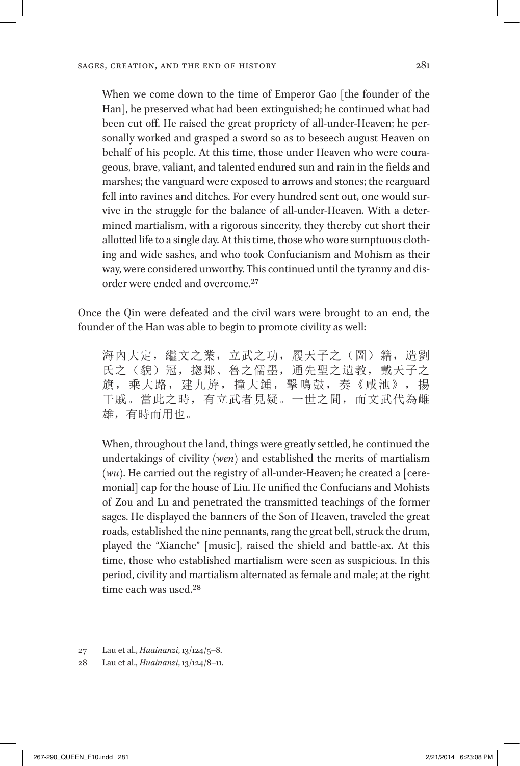> When we come down to the time of Emperor Gao [the founder of the Han], he preserved what had been extinguished; he continued what had been cut off. He raised the great propriety of all-under-Heaven; he personally worked and grasped a sword so as to beseech august Heaven on behalf of his people. At this time, those under Heaven who were courageous, brave, valiant, and talented endured sun and rain in the fields and marshes; the vanguard were exposed to arrows and stones; the rearguard fell into ravines and ditches. For every hundred sent out, one would survive in the struggle for the balance of all-under-Heaven. With a determined martialism, with a rigorous sincerity, they thereby cut short their allotted life to a single day. At this time, those who wore sumptuous clothing and wide sashes, and who took Confucianism and Mohism as their way, were considered unworthy. This continued until the tyranny and disorder were ended and overcome.[27]

Once the Qin were defeated and the civil wars were brought to an end, the founder of the Han was able to begin to promote civility as well:

> 海內大定，繼文之業，立武之功，履天子之（圖）籍，造劉氏之（貌）冠，揔鄒、魯之儒墨，通先聖之遺教，戴天子之旗，乘大路，建九斿，撞大鍾，擊鳴鼓，奏《咸池》，揚干戚。當此之時，有立武者見疑。一世之間，而文武代為雌雄，有時而用也。

> When, throughout the land, things were greatly settled, he continued the undertakings of civility (*wen*) and established the merits of martialism (*wu*). He carried out the registry of all-under-Heaven; he created a [ceremonial] cap for the house of Liu. He unified the Confucians and Mohists of Zou and Lu and penetrated the transmitted teachings of the former sages. He displayed the banners of the Son of Heaven, traveled the great roads, established the nine pennants, rang the great bell, struck the drum, played the "Xianche" [music], raised the shield and battle-ax. At this time, those who established martialism were seen as suspicious. In this period, civility and martialism alternated as female and male; at the right time each was used.[28]

---

27 Lau et al., *Huainanzi*, 13/124/5–8.

28 Lau et al., *Huainanzi*, 13/124/8–11.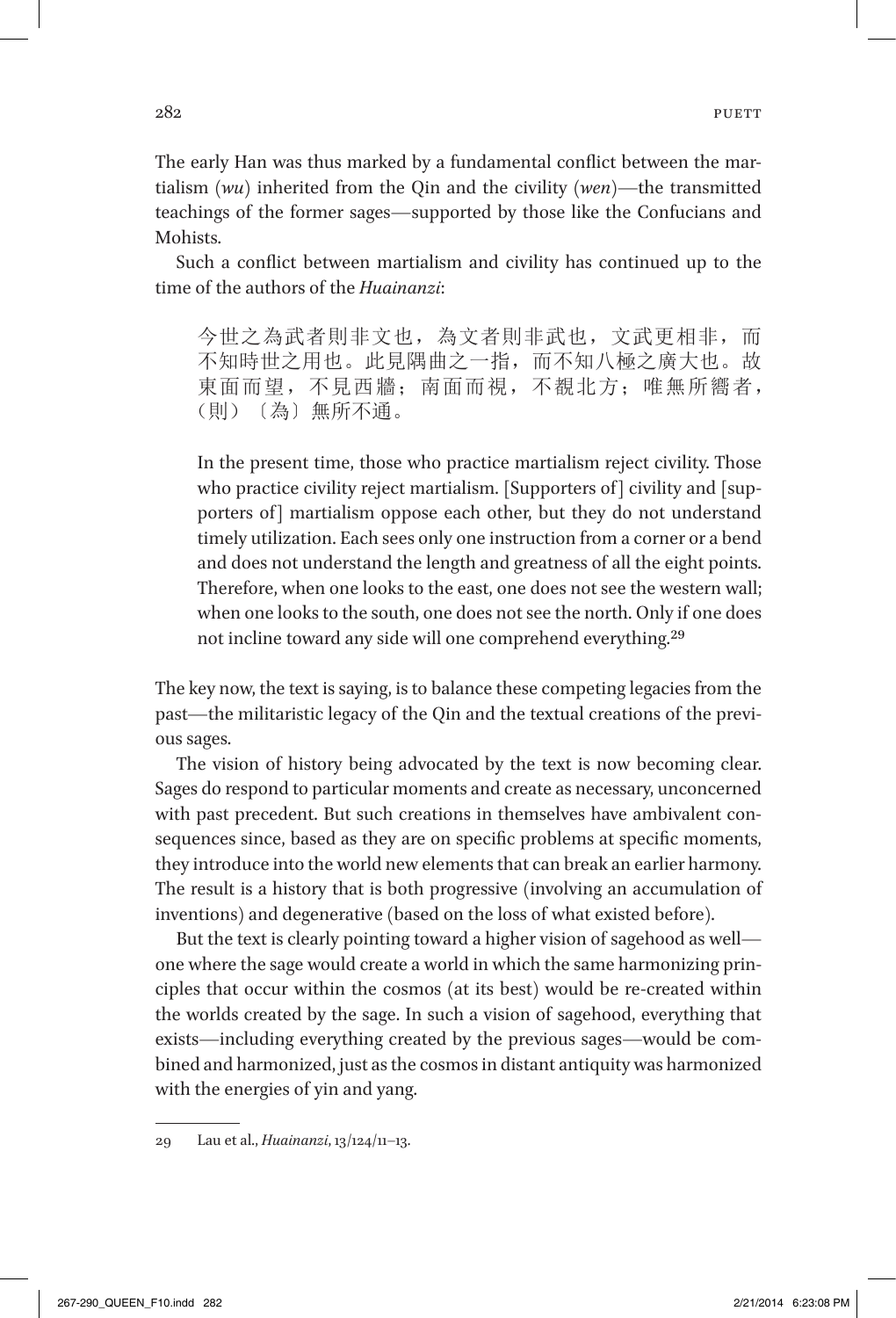The early Han was thus marked by a fundamental conflict between the martialism (*wu*) inherited from the Qin and the civility (*wen*)—the transmitted teachings of the former sages—supported by those like the Confucians and Mohists.

Such a conflict between martialism and civility has continued up to the time of the authors of the *Huainanzi*:

> 今世之為武者則非文也，為文者則非武也，文武更相非，而不知時世之用也。此見隅曲之一指，而不知八極之廣大也。故東面而望，不見西牆；南面而視，不覩北方；唯無所嚮者，（則）〔為〕無所不通。
>
> In the present time, those who practice martialism reject civility. Those who practice civility reject martialism. [Supporters of] civility and [supporters of] martialism oppose each other, but they do not understand timely utilization. Each sees only one instruction from a corner or a bend and does not understand the length and greatness of all the eight points. Therefore, when one looks to the east, one does not see the western wall; when one looks to the south, one does not see the north. Only if one does not incline toward any side will one comprehend everything.[29]

The key now, the text is saying, is to balance these competing legacies from the past—the militaristic legacy of the Qin and the textual creations of the previous sages.

The vision of history being advocated by the text is now becoming clear. Sages do respond to particular moments and create as necessary, unconcerned with past precedent. But such creations in themselves have ambivalent consequences since, based as they are on specific problems at specific moments, they introduce into the world new elements that can break an earlier harmony. The result is a history that is both progressive (involving an accumulation of inventions) and degenerative (based on the loss of what existed before).

But the text is clearly pointing toward a higher vision of sagehood as well—one where the sage would create a world in which the same harmonizing principles that occur within the cosmos (at its best) would be re-created within the worlds created by the sage. In such a vision of sagehood, everything that exists—including everything created by the previous sages—would be combined and harmonized, just as the cosmos in distant antiquity was harmonized with the energies of yin and yang.

---

29 Lau et al., *Huainanzi*, 13/124/11–13.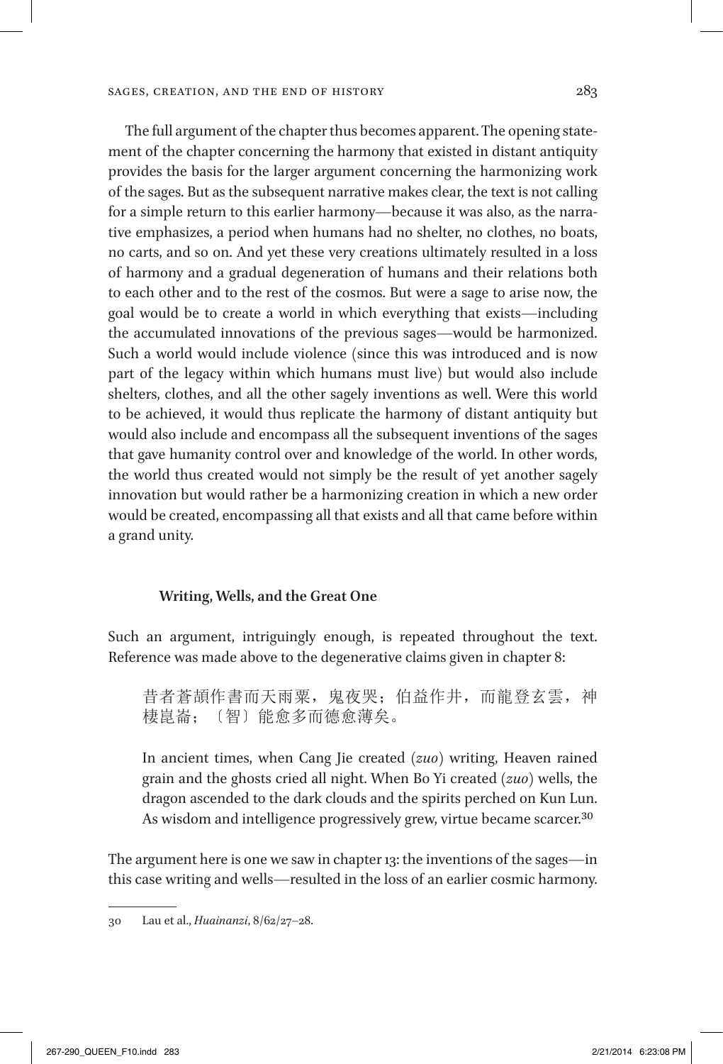The full argument of the chapter thus becomes apparent. The opening statement of the chapter concerning the harmony that existed in distant antiquity provides the basis for the larger argument concerning the harmonizing work of the sages. But as the subsequent narrative makes clear, the text is not calling for a simple return to this earlier harmony—because it was also, as the narrative emphasizes, a period when humans had no shelter, no clothes, no boats, no carts, and so on. And yet these very creations ultimately resulted in a loss of harmony and a gradual degeneration of humans and their relations both to each other and to the rest of the cosmos. But were a sage to arise now, the goal would be to create a world in which everything that exists—including the accumulated innovations of the previous sages—would be harmonized. Such a world would include violence (since this was introduced and is now part of the legacy within which humans must live) but would also include shelters, clothes, and all the other sagely inventions as well. Were this world to be achieved, it would thus replicate the harmony of distant antiquity but would also include and encompass all the subsequent inventions of the sages that gave humanity control over and knowledge of the world. In other words, the world thus created would not simply be the result of yet another sagely innovation but would rather be a harmonizing creation in which a new order would be created, encompassing all that exists and all that came before within a grand unity.

### Writing, Wells, and the Great One

Such an argument, intriguingly enough, is repeated throughout the text. Reference was made above to the degenerative claims given in chapter 8:

> 昔者蒼頡作書而天雨粟，鬼夜哭；伯益作井，而龍登玄雲，神棲崑崙；〔智〕能愈多而德愈薄矣。
>
> In ancient times, when Cang Jie created (*zuo*) writing, Heaven rained grain and the ghosts cried all night. When Bo Yi created (*zuo*) wells, the dragon ascended to the dark clouds and the spirits perched on Kun Lun. As wisdom and intelligence progressively grew, virtue became scarcer.[30]

The argument here is one we saw in chapter 13: the inventions of the sages—in this case writing and wells—resulted in the loss of an earlier cosmic harmony.

---

30 Lau et al., *Huainanzi*, 8/62/27–28.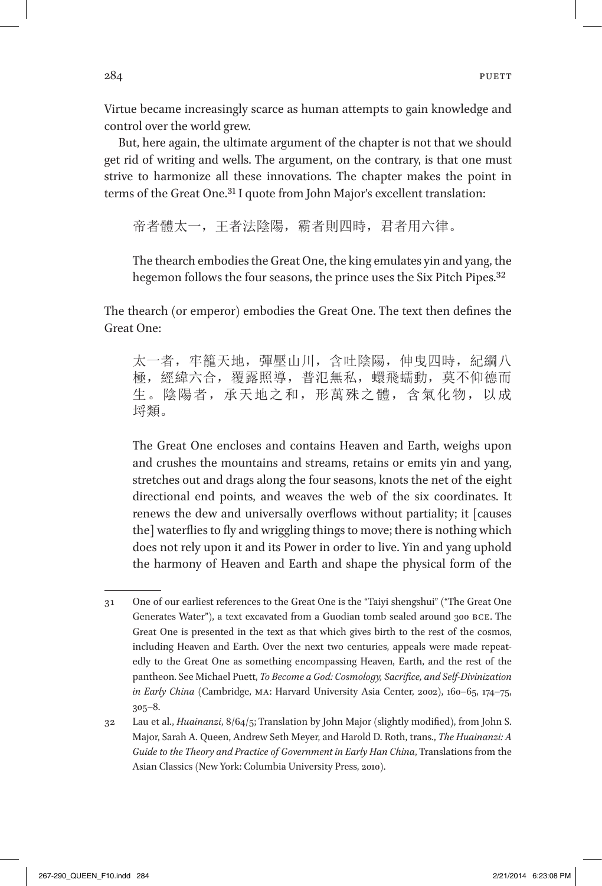Virtue became increasingly scarce as human attempts to gain knowledge and control over the world grew.

But, here again, the ultimate argument of the chapter is not that we should get rid of writing and wells. The argument, on the contrary, is that one must strive to harmonize all these innovations. The chapter makes the point in terms of the Great One.[31] I quote from John Major's excellent translation:

> 帝者體太一，王者法陰陽，霸者則四時，君者用六律。
>
> The thearch embodies the Great One, the king emulates yin and yang, the hegemon follows the four seasons, the prince uses the Six Pitch Pipes.[32]

The thearch (or emperor) embodies the Great One. The text then defines the Great One:

> 太一者，牢籠天地，彈壓山川，含吐陰陽，伸曳四時，紀綱八極，經緯六合，覆露照導，普氾無私，蠉飛蠕動，莫不仰德而生。陰陽者，承天地之和，形萬殊之體，含氣化物，以成埒類。
>
> The Great One encloses and contains Heaven and Earth, weighs upon and crushes the mountains and streams, retains or emits yin and yang, stretches out and drags along the four seasons, knots the net of the eight directional end points, and weaves the web of the six coordinates. It renews the dew and universally overflows without partiality; it [causes the] waterflies to fly and wriggling things to move; there is nothing which does not rely upon it and its Power in order to live. Yin and yang uphold the harmony of Heaven and Earth and shape the physical form of the

---

31 One of our earliest references to the Great One is the "Taiyi shengshui" ("The Great One Generates Water"), a text excavated from a Guodian tomb sealed around 300 BCE. The Great One is presented in the text as that which gives birth to the rest of the cosmos, including Heaven and Earth. Over the next two centuries, appeals were made repeatedly to the Great One as something encompassing Heaven, Earth, and the rest of the pantheon. See Michael Puett, *To Become a God: Cosmology, Sacrifice, and Self-Divinization in Early China* (Cambridge, MA: Harvard University Asia Center, 2002), 160–65, 174–75, 305–8.

32 Lau et al., *Huainanzi*, 8/64/5; Translation by John Major (slightly modified), from John S. Major, Sarah A. Queen, Andrew Seth Meyer, and Harold D. Roth, trans., *The Huainanzi: A Guide to the Theory and Practice of Government in Early Han China*, Translations from the Asian Classics (New York: Columbia University Press, 2010).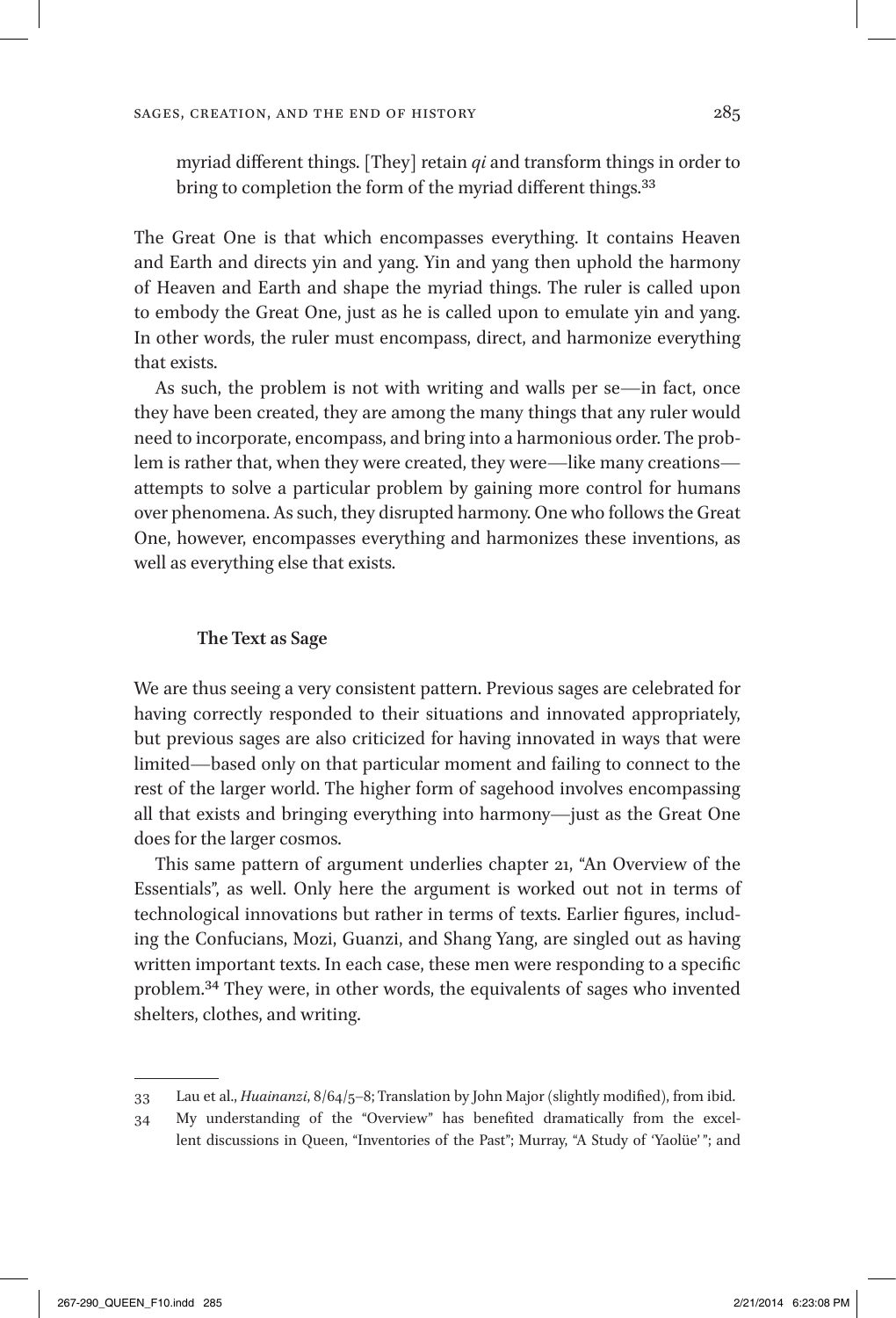myriad different things. [They] retain *qi* and transform things in order to bring to completion the form of the myriad different things.[33]

The Great One is that which encompasses everything. It contains Heaven and Earth and directs yin and yang. Yin and yang then uphold the harmony of Heaven and Earth and shape the myriad things. The ruler is called upon to embody the Great One, just as he is called upon to emulate yin and yang. In other words, the ruler must encompass, direct, and harmonize everything that exists.

As such, the problem is not with writing and walls per se—in fact, once they have been created, they are among the many things that any ruler would need to incorporate, encompass, and bring into a harmonious order. The problem is rather that, when they were created, they were—like many creations—attempts to solve a particular problem by gaining more control for humans over phenomena. As such, they disrupted harmony. One who follows the Great One, however, encompasses everything and harmonizes these inventions, as well as everything else that exists.

### The Text as Sage

We are thus seeing a very consistent pattern. Previous sages are celebrated for having correctly responded to their situations and innovated appropriately, but previous sages are also criticized for having innovated in ways that were limited—based only on that particular moment and failing to connect to the rest of the larger world. The higher form of sagehood involves encompassing all that exists and bringing everything into harmony—just as the Great One does for the larger cosmos.

This same pattern of argument underlies chapter 21, "An Overview of the Essentials", as well. Only here the argument is worked out not in terms of technological innovations but rather in terms of texts. Earlier figures, including the Confucians, Mozi, Guanzi, and Shang Yang, are singled out as having written important texts. In each case, these men were responding to a specific problem.[34] They were, in other words, the equivalents of sages who invented shelters, clothes, and writing.

---

33 Lau et al., *Huainanzi*, 8/64/5–8; Translation by John Major (slightly modified), from ibid.

34 My understanding of the "Overview" has benefited dramatically from the excellent discussions in Queen, "Inventories of the Past"; Murray, "A Study of 'Yaolüe' "; and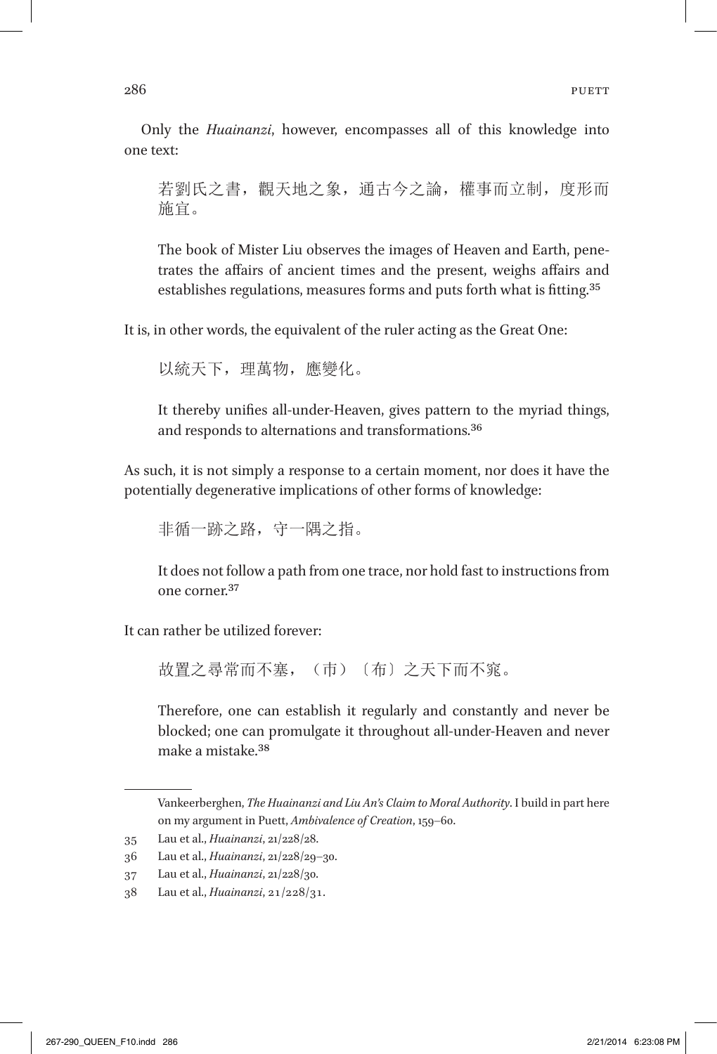Only the *Huainanzi*, however, encompasses all of this knowledge into one text:

> 若劉氏之書，觀天地之象，通古今之論，權事而立制，度形而施宜。
>
> The book of Mister Liu observes the images of Heaven and Earth, penetrates the affairs of ancient times and the present, weighs affairs and establishes regulations, measures forms and puts forth what is fitting.[35]

It is, in other words, the equivalent of the ruler acting as the Great One:

> 以統天下，理萬物，應變化。
>
> It thereby unifies all-under-Heaven, gives pattern to the myriad things, and responds to alternations and transformations.[36]

As such, it is not simply a response to a certain moment, nor does it have the potentially degenerative implications of other forms of knowledge:

> 非循一跡之路，守一隅之指。
>
> It does not follow a path from one trace, nor hold fast to instructions from one corner.[37]

It can rather be utilized forever:

> 故置之尋常而不塞，（市）〔布〕之天下而不窕。
>
> Therefore, one can establish it regularly and constantly and never be blocked; one can promulgate it throughout all-under-Heaven and never make a mistake.[38]

---

Vankeerberghen, *The Huainanzi and Liu An's Claim to Moral Authority*. I build in part here on my argument in Puett, *Ambivalence of Creation*, 159–60.

35 Lau et al., *Huainanzi*, 21/228/28.

36 Lau et al., *Huainanzi*, 21/228/29–30.

37 Lau et al., *Huainanzi*, 21/228/30.

38 Lau et al., *Huainanzi*, 21/228/31.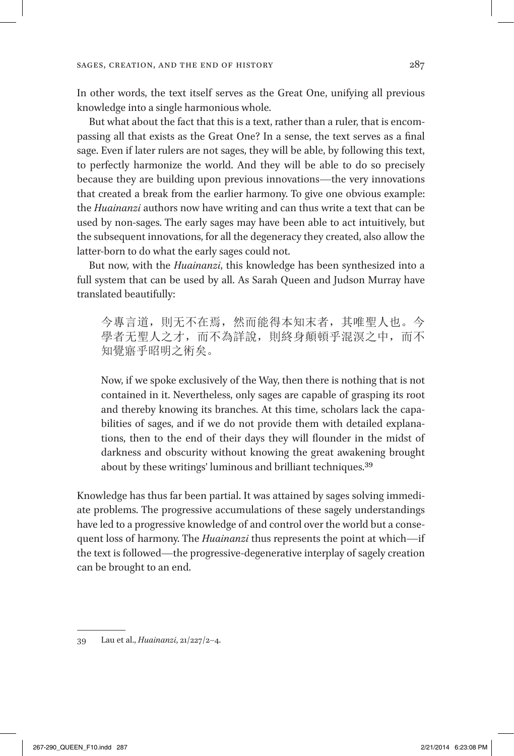In other words, the text itself serves as the Great One, unifying all previous knowledge into a single harmonious whole.

But what about the fact that this is a text, rather than a ruler, that is encompassing all that exists as the Great One? In a sense, the text serves as a final sage. Even if later rulers are not sages, they will be able, by following this text, to perfectly harmonize the world. And they will be able to do so precisely because they are building upon previous innovations—the very innovations that created a break from the earlier harmony. To give one obvious example: the *Huainanzi* authors now have writing and can thus write a text that can be used by non-sages. The early sages may have been able to act intuitively, but the subsequent innovations, for all the degeneracy they created, also allow the latter-born to do what the early sages could not.

But now, with the *Huainanzi*, this knowledge has been synthesized into a full system that can be used by all. As Sarah Queen and Judson Murray have translated beautifully:

> 今專言道，則无不在焉，然而能得本知末者，其唯聖人也。今學者无聖人之才，而不為詳說，則終身顛頓乎混溟之中，而不知覺寤乎昭明之術矣。
>
> Now, if we spoke exclusively of the Way, then there is nothing that is not contained in it. Nevertheless, only sages are capable of grasping its root and thereby knowing its branches. At this time, scholars lack the capabilities of sages, and if we do not provide them with detailed explanations, then to the end of their days they will flounder in the midst of darkness and obscurity without knowing the great awakening brought about by these writings' luminous and brilliant techniques.[39]

Knowledge has thus far been partial. It was attained by sages solving immediate problems. The progressive accumulations of these sagely understandings have led to a progressive knowledge of and control over the world but a consequent loss of harmony. The *Huainanzi* thus represents the point at which—if the text is followed—the progressive-degenerative interplay of sagely creation can be brought to an end.

---

39 Lau et al., *Huainanzi*, 21/227/2–4.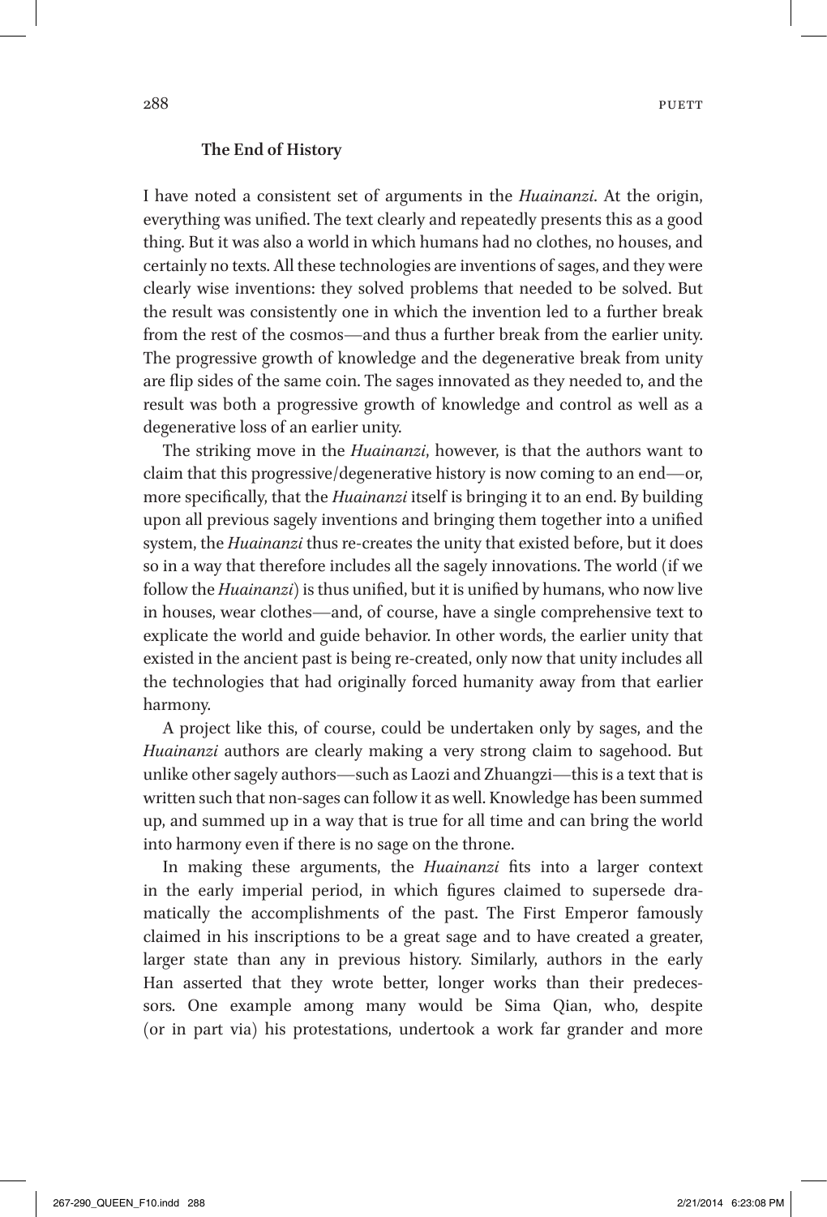### The End of History

I have noted a consistent set of arguments in the *Huainanzi*. At the origin, everything was unified. The text clearly and repeatedly presents this as a good thing. But it was also a world in which humans had no clothes, no houses, and certainly no texts. All these technologies are inventions of sages, and they were clearly wise inventions: they solved problems that needed to be solved. But the result was consistently one in which the invention led to a further break from the rest of the cosmos—and thus a further break from the earlier unity. The progressive growth of knowledge and the degenerative break from unity are flip sides of the same coin. The sages innovated as they needed to, and the result was both a progressive growth of knowledge and control as well as a degenerative loss of an earlier unity.

The striking move in the *Huainanzi*, however, is that the authors want to claim that this progressive/degenerative history is now coming to an end—or, more specifically, that the *Huainanzi* itself is bringing it to an end. By building upon all previous sagely inventions and bringing them together into a unified system, the *Huainanzi* thus re-creates the unity that existed before, but it does so in a way that therefore includes all the sagely innovations. The world (if we follow the *Huainanzi*) is thus unified, but it is unified by humans, who now live in houses, wear clothes—and, of course, have a single comprehensive text to explicate the world and guide behavior. In other words, the earlier unity that existed in the ancient past is being re-created, only now that unity includes all the technologies that had originally forced humanity away from that earlier harmony.

A project like this, of course, could be undertaken only by sages, and the *Huainanzi* authors are clearly making a very strong claim to sagehood. But unlike other sagely authors—such as Laozi and Zhuangzi—this is a text that is written such that non-sages can follow it as well. Knowledge has been summed up, and summed up in a way that is true for all time and can bring the world into harmony even if there is no sage on the throne.

In making these arguments, the *Huainanzi* fits into a larger context in the early imperial period, in which figures claimed to supersede dramatically the accomplishments of the past. The First Emperor famously claimed in his inscriptions to be a great sage and to have created a greater, larger state than any in previous history. Similarly, authors in the early Han asserted that they wrote better, longer works than their predecessors. One example among many would be Sima Qian, who, despite (or in part via) his protestations, undertook a work far grander and more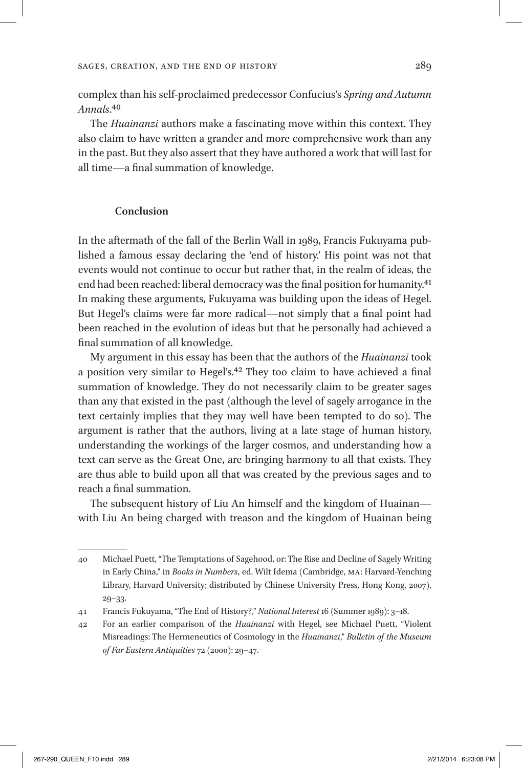complex than his self-proclaimed predecessor Confucius's *Spring and Autumn Annals*.[40]

The *Huainanzi* authors make a fascinating move within this context. They also claim to have written a grander and more comprehensive work than any in the past. But they also assert that they have authored a work that will last for all time—a final summation of knowledge.

## Conclusion

In the aftermath of the fall of the Berlin Wall in 1989, Francis Fukuyama published a famous essay declaring the 'end of history.' His point was not that events would not continue to occur but rather that, in the realm of ideas, the end had been reached: liberal democracy was the final position for humanity.[41] In making these arguments, Fukuyama was building upon the ideas of Hegel. But Hegel's claims were far more radical—not simply that a final point had been reached in the evolution of ideas but that he personally had achieved a final summation of all knowledge.

My argument in this essay has been that the authors of the *Huainanzi* took a position very similar to Hegel's.[42] They too claim to have achieved a final summation of knowledge. They do not necessarily claim to be greater sages than any that existed in the past (although the level of sagely arrogance in the text certainly implies that they may well have been tempted to do so). The argument is rather that the authors, living at a late stage of human history, understanding the workings of the larger cosmos, and understanding how a text can serve as the Great One, are bringing harmony to all that exists. They are thus able to build upon all that was created by the previous sages and to reach a final summation.

The subsequent history of Liu An himself and the kingdom of Huainan—with Liu An being charged with treason and the kingdom of Huainan being

---

40 Michael Puett, "The Temptations of Sagehood, or: The Rise and Decline of Sagely Writing in Early China," in *Books in Numbers*, ed. Wilt Idema (Cambridge, MA: Harvard-Yenching Library, Harvard University; distributed by Chinese University Press, Hong Kong, 2007), 29–33.

41 Francis Fukuyama, "The End of History?," *National Interest* 16 (Summer 1989): 3–18.

42 For an earlier comparison of the *Huainanzi* with Hegel, see Michael Puett, "Violent Misreadings: The Hermeneutics of Cosmology in the *Huainanzi*," *Bulletin of the Museum of Far Eastern Antiquities* 72 (2000): 29–47.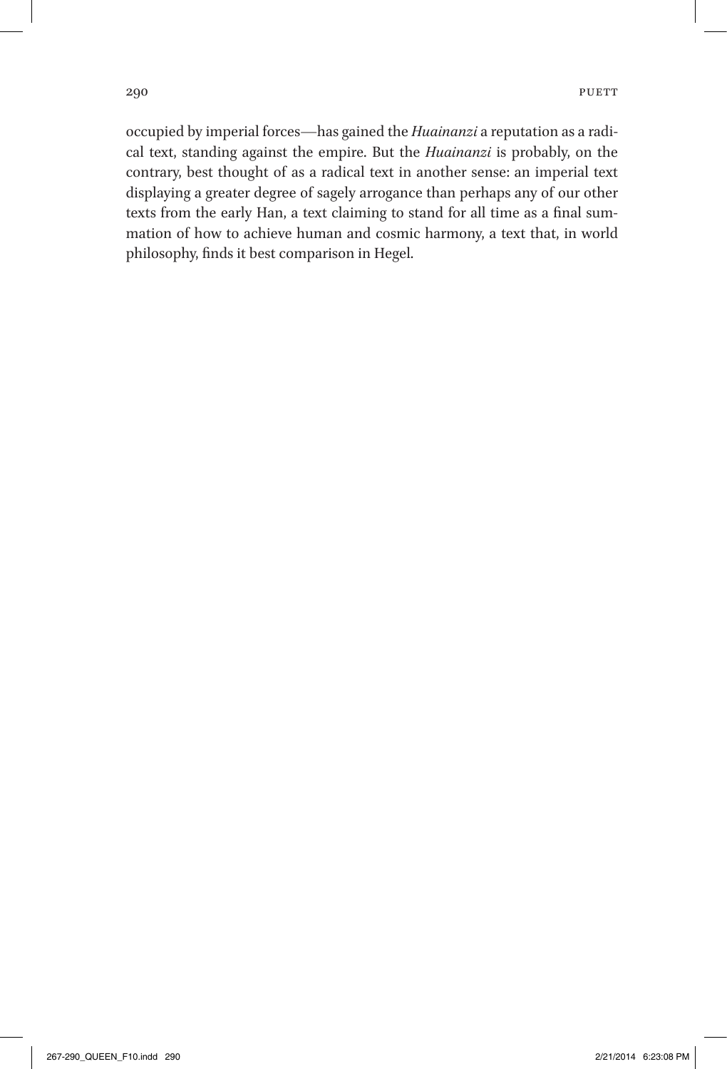occupied by imperial forces—has gained the *Huainanzi* a reputation as a radical text, standing against the empire. But the *Huainanzi* is probably, on the contrary, best thought of as a radical text in another sense: an imperial text displaying a greater degree of sagely arrogance than perhaps any of our other texts from the early Han, a text claiming to stand for all time as a final summation of how to achieve human and cosmic harmony, a text that, in world philosophy, finds it best comparison in Hegel.